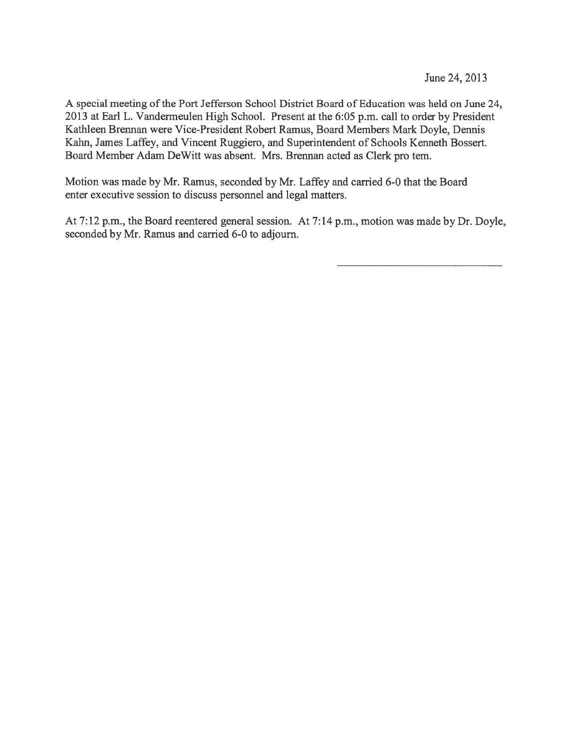June 24, 2013

A special meeting of the Port Jefferson School District Board of Education was held on June 24, 2013 at Earl L. Vandermeulen High School. Present at the 6:05 p.m. call to order by President Kathleen Brennan were Vice-President Robert Ramus, Board Members Mark Doyle, Dennis Kahn, James Laffey, and Vincent Ruggiero, and Superintendent of Schools Kenneth Bossert. Board Member Adam DeWitt was absent. Mrs. Brennan acted as Clerk pro tem.

Motion was made by Mr. Ramus, seconded by Mr. Laffey and carried 6-0 that the Board enter executive session to discuss personnel and legal matters.

At 7:12 p.m., the Board reentered general session. At 7:14 p.m., motion was made by Dr. Doyle, seconded by Mr. Ramus and carried 6-0 to adjourn.

\_\_\_\_\_\_\_\_\_\_\_\_\_\_\_\_\_\_\_\_\_\_\_\_\_\_\_\_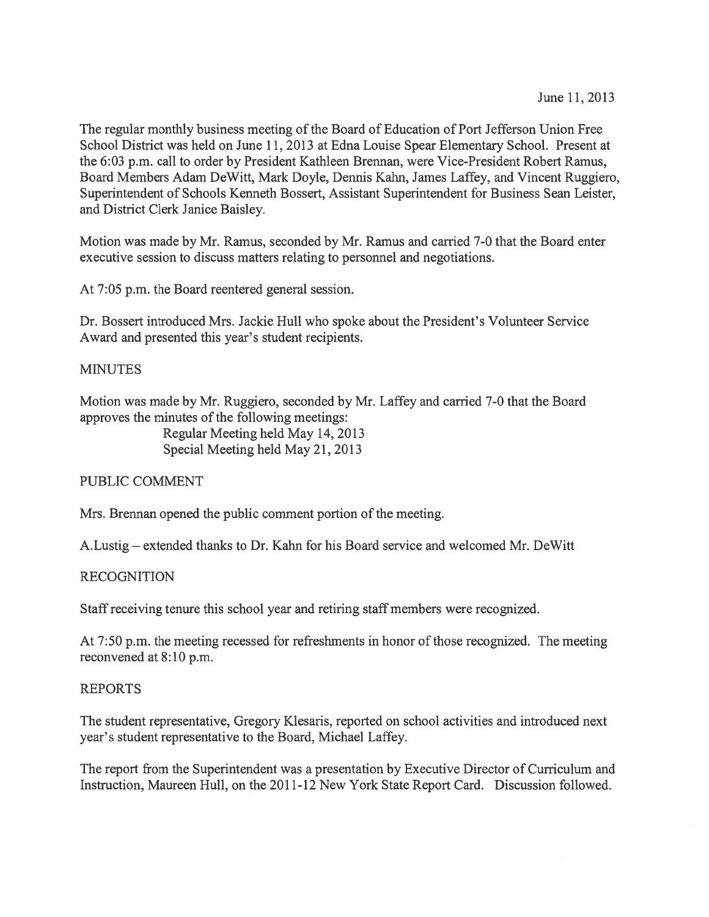June 11, 2013

The regular monthly business meeting of the Board of Education of Port Jefferson Union Free School District was held on June 11, 2013 at Edna Louise Spear Elementary School. Present at the 6:03 p.m. call to order by President Kathleen Brennan, were Vice-President Robert Ramus, Board Members Adam DeWitt, Mark Doyle, Dennis Kahn, James Laffey, and Vincent Ruggiero, Superintendent of Schools Kenneth Bossert, Assistant Superintendent for Business Sean Leister, and District Clerk Janice Baisley.

Motion was made by Mr. Ramus, seconded by Mr. Ramus and carried 7-0 that the Board enter executive session to discuss matters relating to personnel and negotiations.

At 7:05 p.m. the Board reentered general session.

Dr. Bossert introduced Mrs. Jackie Hull who spoke about the President's Volunteer Service Award and presented this year's student recipients.

MINUTES

Motion was made by Mr. Ruggiero, seconded by Mr. Laffey and carried 7-0 that the Board approves the minutes of the following meetings:

Regular Meeting held May 14, 2013
Special Meeting held May 21, 2013

PUBLIC COMMENT

Mrs. Brennan opened the public comment portion of the meeting.

A.Lustig – extended thanks to Dr. Kahn for his Board service and welcomed Mr. DeWitt

RECOGNITION

Staff receiving tenure this school year and retiring staff members were recognized.

At 7:50 p.m. the meeting recessed for refreshments in honor of those recognized. The meeting reconvened at 8:10 p.m.

REPORTS

The student representative, Gregory Klesaris, reported on school activities and introduced next year's student representative to the Board, Michael Laffey.

The report from the Superintendent was a presentation by Executive Director of Curriculum and Instruction, Maureen Hull, on the 2011-12 New York State Report Card. Discussion followed.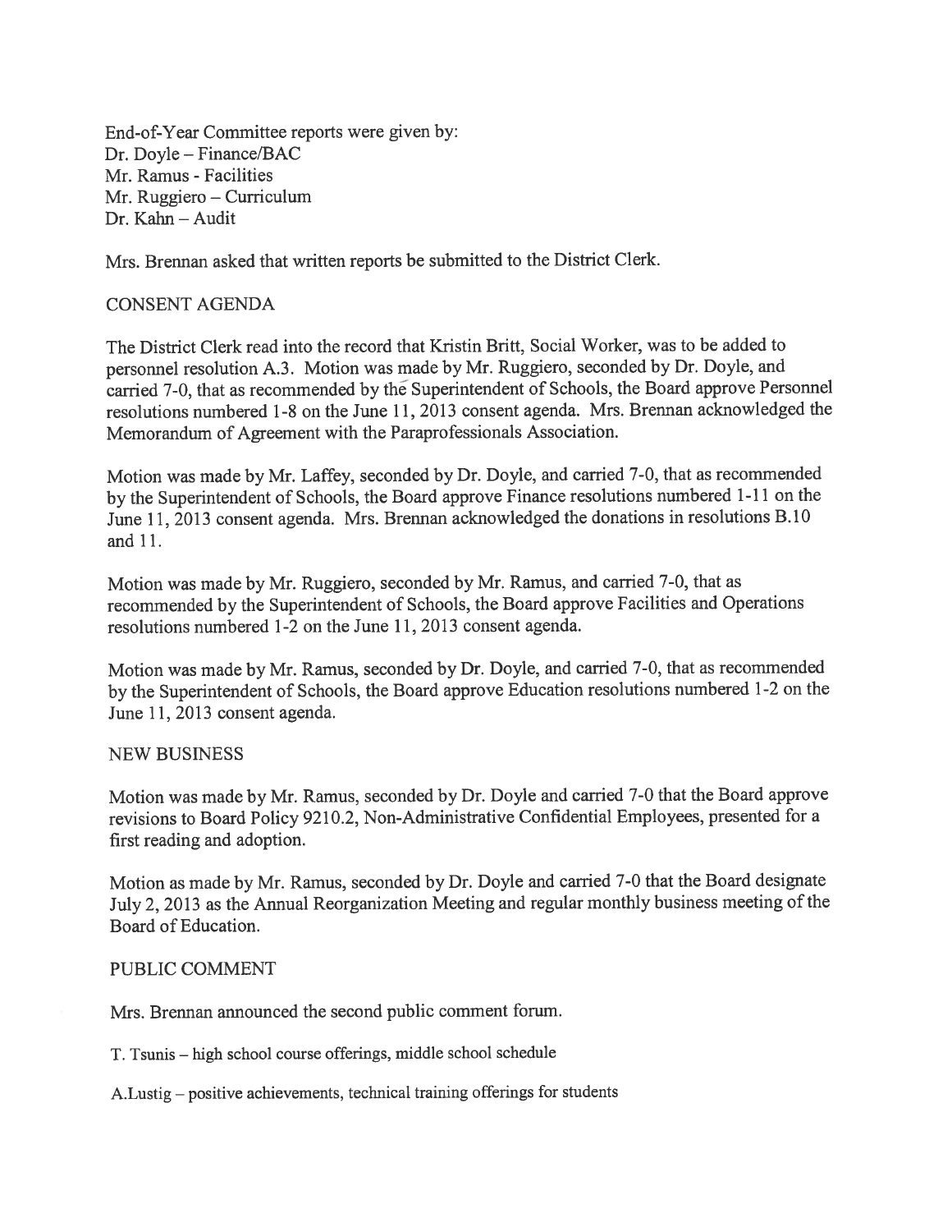End-of-Year Committee reports were given by:
Dr. Doyle – Finance/BAC
Mr. Ramus - Facilities
Mr. Ruggiero – Curriculum
Dr. Kahn – Audit

Mrs. Brennan asked that written reports be submitted to the District Clerk.

## CONSENT AGENDA

The District Clerk read into the record that Kristin Britt, Social Worker, was to be added to personnel resolution A.3. Motion was made by Mr. Ruggiero, seconded by Dr. Doyle, and carried 7-0, that as recommended by the Superintendent of Schools, the Board approve Personnel resolutions numbered 1-8 on the June 11, 2013 consent agenda. Mrs. Brennan acknowledged the Memorandum of Agreement with the Paraprofessionals Association.

Motion was made by Mr. Laffey, seconded by Dr. Doyle, and carried 7-0, that as recommended by the Superintendent of Schools, the Board approve Finance resolutions numbered 1-11 on the June 11, 2013 consent agenda. Mrs. Brennan acknowledged the donations in resolutions B.10 and 11.

Motion was made by Mr. Ruggiero, seconded by Mr. Ramus, and carried 7-0, that as recommended by the Superintendent of Schools, the Board approve Facilities and Operations resolutions numbered 1-2 on the June 11, 2013 consent agenda.

Motion was made by Mr. Ramus, seconded by Dr. Doyle, and carried 7-0, that as recommended by the Superintendent of Schools, the Board approve Education resolutions numbered 1-2 on the June 11, 2013 consent agenda.

## NEW BUSINESS

Motion was made by Mr. Ramus, seconded by Dr. Doyle and carried 7-0 that the Board approve revisions to Board Policy 9210.2, Non-Administrative Confidential Employees, presented for a first reading and adoption.

Motion as made by Mr. Ramus, seconded by Dr. Doyle and carried 7-0 that the Board designate July 2, 2013 as the Annual Reorganization Meeting and regular monthly business meeting of the Board of Education.

## PUBLIC COMMENT

Mrs. Brennan announced the second public comment forum.

T. Tsunis – high school course offerings, middle school schedule

A.Lustig – positive achievements, technical training offerings for students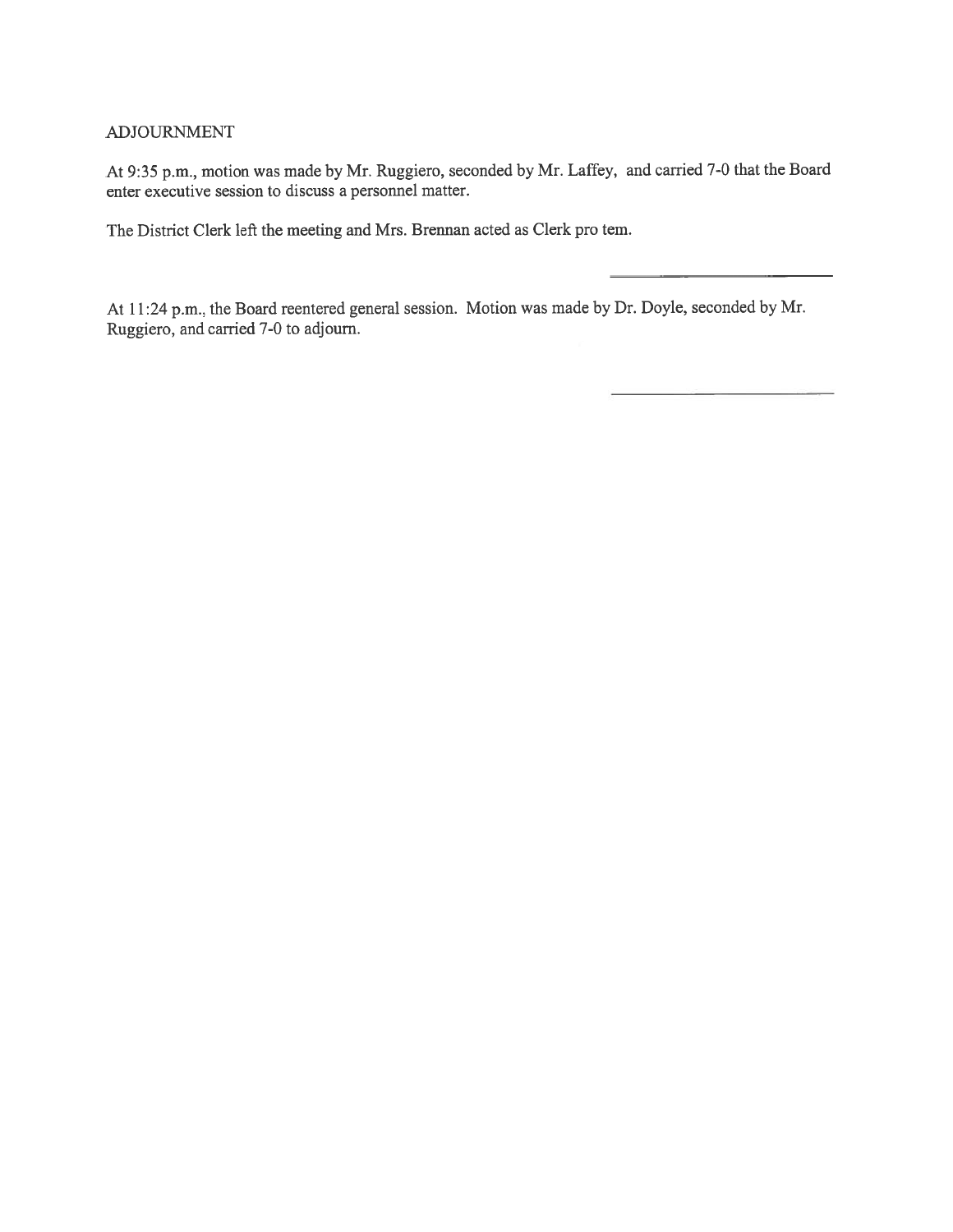ADJOURNMENT

At 9:35 p.m., motion was made by Mr. Ruggiero, seconded by Mr. Laffey, and carried 7-0 that the Board enter executive session to discuss a personnel matter.

The District Clerk left the meeting and Mrs. Brennan acted as Clerk pro tem.

\_\_\_\_\_\_\_\_\_\_\_\_\_\_\_\_\_\_\_\_\_\_\_\_

At 11:24 p.m., the Board reentered general session. Motion was made by Dr. Doyle, seconded by Mr. Ruggiero, and carried 7-0 to adjourn.

\_\_\_\_\_\_\_\_\_\_\_\_\_\_\_\_\_\_\_\_\_\_\_\_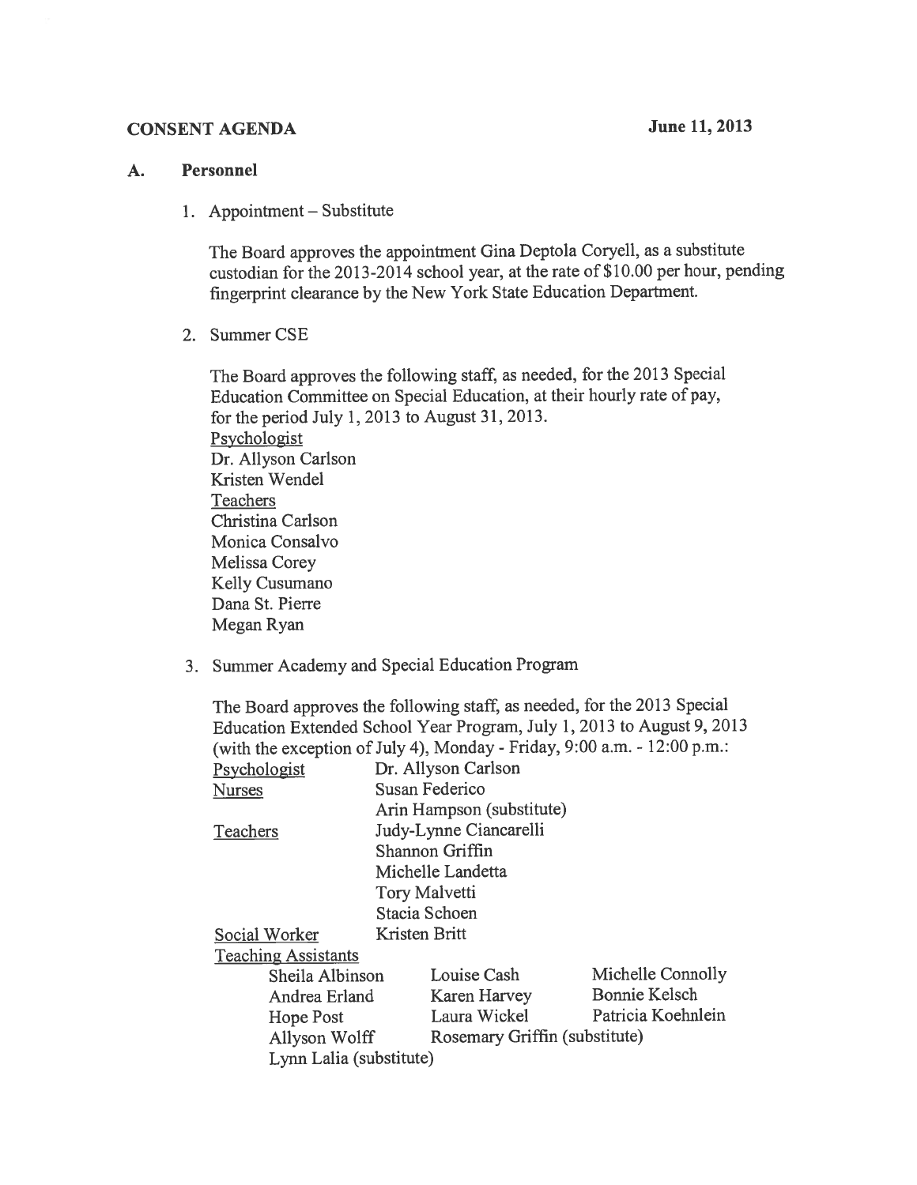**CONSENT AGENDA** **June 11, 2013**

## A. Personnel

1. Appointment – Substitute

   The Board approves the appointment Gina Deptola Coryell, as a substitute custodian for the 2013-2014 school year, at the rate of $10.00 per hour, pending fingerprint clearance by the New York State Education Department.

2. Summer CSE

   The Board approves the following staff, as needed, for the 2013 Special Education Committee on Special Education, at their hourly rate of pay, for the period July 1, 2013 to August 31, 2013.

   Psychologist
   Dr. Allyson Carlson
   Kristen Wendel

   Teachers
   Christina Carlson
   Monica Consalvo
   Melissa Corey
   Kelly Cusumano
   Dana St. Pierre
   Megan Ryan

3. Summer Academy and Special Education Program

   The Board approves the following staff, as needed, for the 2013 Special Education Extended School Year Program, July 1, 2013 to August 9, 2013 (with the exception of July 4), Monday - Friday, 9:00 a.m. - 12:00 p.m.:

   Psychologist: Dr. Allyson Carlson

   Nurses: Susan Federico, Arin Hampson (substitute)

   Teachers: Judy-Lynne Ciancarelli, Shannon Griffin, Michelle Landetta, Tory Malvetti, Stacia Schoen

   Social Worker: Kristen Britt

   Teaching Assistants

   | | | |
   |---|---|---|
   | Sheila Albinson | Louise Cash | Michelle Connolly |
   | Andrea Erland | Karen Harvey | Bonnie Kelsch |
   | Hope Post | Laura Wickel | Patricia Koehnlein |
   | Allyson Wolff | Rosemary Griffin (substitute) | |
   | Lynn Lalia (substitute) | | |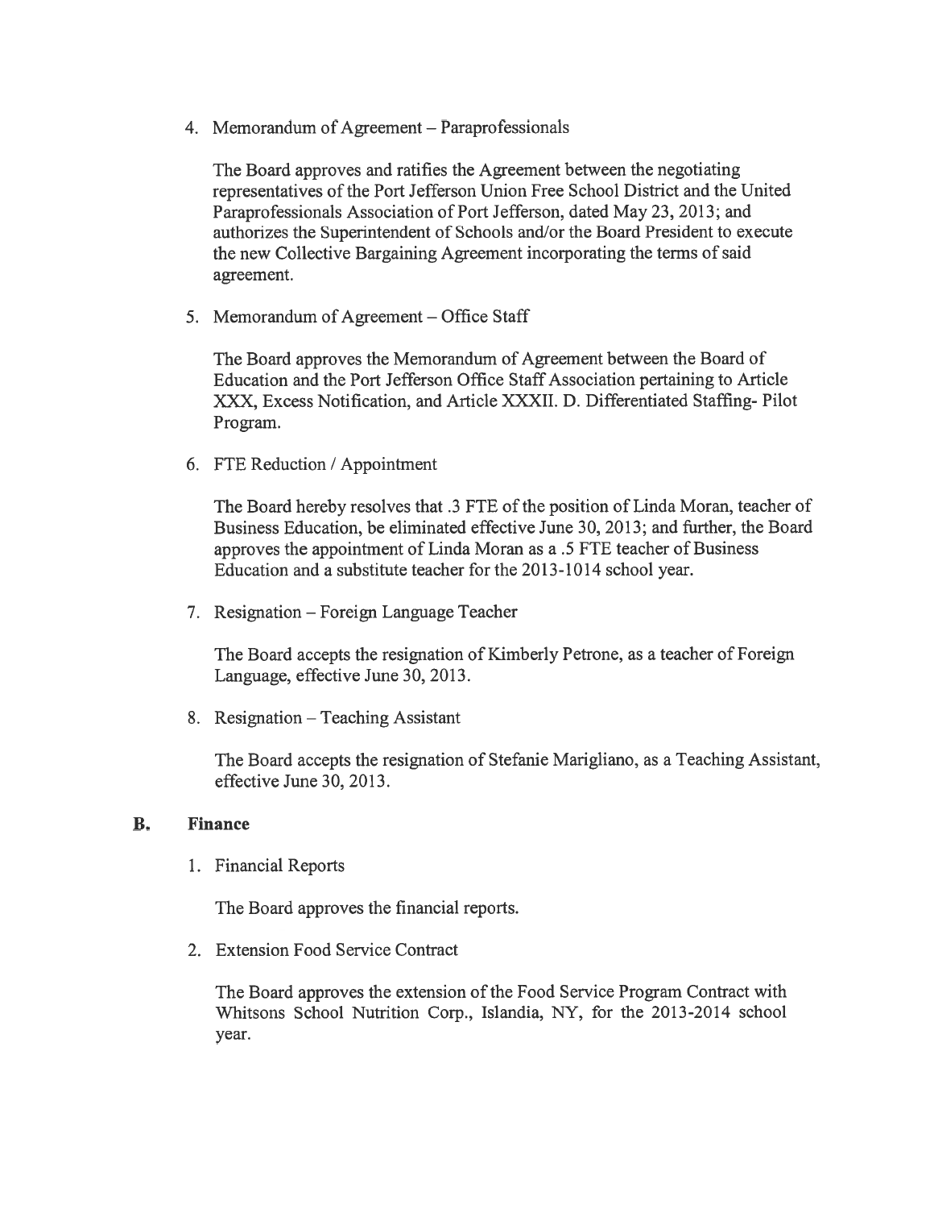4. Memorandum of Agreement – Paraprofessionals

   The Board approves and ratifies the Agreement between the negotiating representatives of the Port Jefferson Union Free School District and the United Paraprofessionals Association of Port Jefferson, dated May 23, 2013; and authorizes the Superintendent of Schools and/or the Board President to execute the new Collective Bargaining Agreement incorporating the terms of said agreement.

5. Memorandum of Agreement – Office Staff

   The Board approves the Memorandum of Agreement between the Board of Education and the Port Jefferson Office Staff Association pertaining to Article XXX, Excess Notification, and Article XXXII. D. Differentiated Staffing- Pilot Program.

6. FTE Reduction / Appointment

   The Board hereby resolves that .3 FTE of the position of Linda Moran, teacher of Business Education, be eliminated effective June 30, 2013; and further, the Board approves the appointment of Linda Moran as a .5 FTE teacher of Business Education and a substitute teacher for the 2013-1014 school year.

7. Resignation – Foreign Language Teacher

   The Board accepts the resignation of Kimberly Petrone, as a teacher of Foreign Language, effective June 30, 2013.

8. Resignation – Teaching Assistant

   The Board accepts the resignation of Stefanie Marigliano, as a Teaching Assistant, effective June 30, 2013.

## B. Finance

1. Financial Reports

   The Board approves the financial reports.

2. Extension Food Service Contract

   The Board approves the extension of the Food Service Program Contract with Whitsons School Nutrition Corp., Islandia, NY, for the 2013-2014 school year.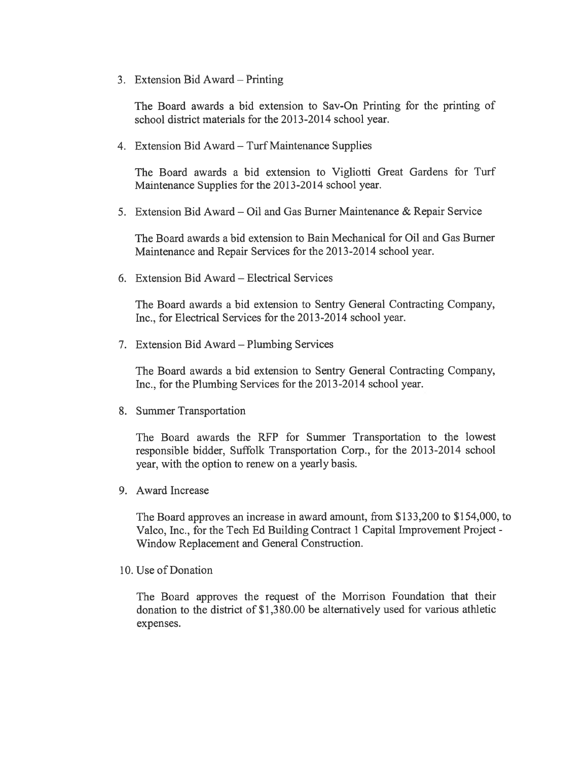3. Extension Bid Award – Printing

   The Board awards a bid extension to Sav-On Printing for the printing of school district materials for the 2013-2014 school year.

4. Extension Bid Award – Turf Maintenance Supplies

   The Board awards a bid extension to Vigliotti Great Gardens for Turf Maintenance Supplies for the 2013-2014 school year.

5. Extension Bid Award – Oil and Gas Burner Maintenance & Repair Service

   The Board awards a bid extension to Bain Mechanical for Oil and Gas Burner Maintenance and Repair Services for the 2013-2014 school year.

6. Extension Bid Award – Electrical Services

   The Board awards a bid extension to Sentry General Contracting Company, Inc., for Electrical Services for the 2013-2014 school year.

7. Extension Bid Award – Plumbing Services

   The Board awards a bid extension to Sentry General Contracting Company, Inc., for the Plumbing Services for the 2013-2014 school year.

8. Summer Transportation

   The Board awards the RFP for Summer Transportation to the lowest responsible bidder, Suffolk Transportation Corp., for the 2013-2014 school year, with the option to renew on a yearly basis.

9. Award Increase

   The Board approves an increase in award amount, from $133,200 to $154,000, to Valco, Inc., for the Tech Ed Building Contract 1 Capital Improvement Project - Window Replacement and General Construction.

10. Use of Donation

    The Board approves the request of the Morrison Foundation that their donation to the district of $1,380.00 be alternatively used for various athletic expenses.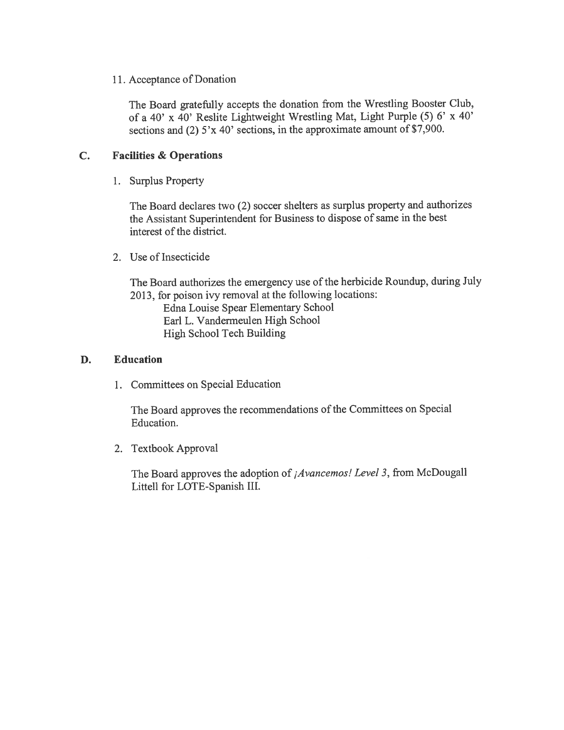11. Acceptance of Donation

    The Board gratefully accepts the donation from the Wrestling Booster Club, of a 40' x 40' Reslite Lightweight Wrestling Mat, Light Purple (5) 6' x 40' sections and (2) 5'x 40' sections, in the approximate amount of $7,900.

## C. Facilities & Operations

1. Surplus Property

    The Board declares two (2) soccer shelters as surplus property and authorizes the Assistant Superintendent for Business to dispose of same in the best interest of the district.

2. Use of Insecticide

    The Board authorizes the emergency use of the herbicide Roundup, during July 2013, for poison ivy removal at the following locations:
    - Edna Louise Spear Elementary School
    - Earl L. Vandermeulen High School
    - High School Tech Building

## D. Education

1. Committees on Special Education

    The Board approves the recommendations of the Committees on Special Education.

2. Textbook Approval

    The Board approves the adoption of *¡Avancemos! Level 3*, from McDougall Littell for LOTE-Spanish III.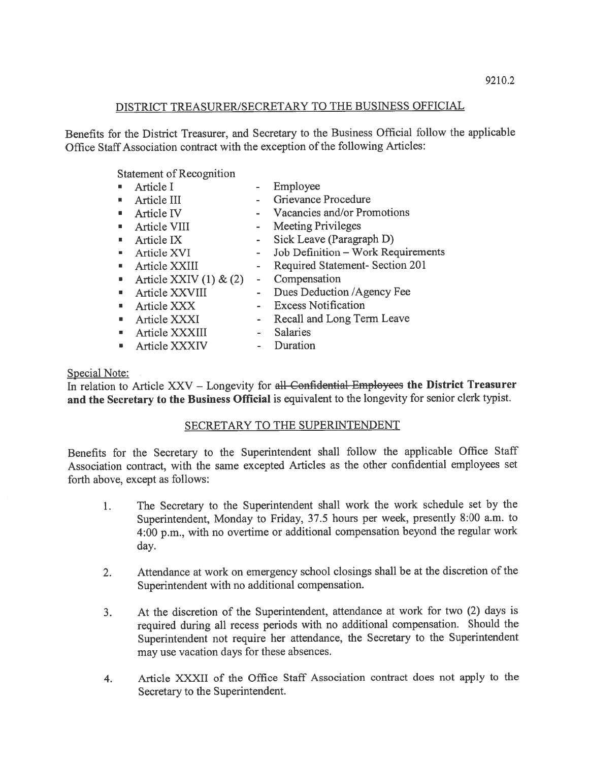## DISTRICT TREASURER/SECRETARY TO THE BUSINESS OFFICIAL

Benefits for the District Treasurer, and Secretary to the Business Official follow the applicable Office Staff Association contract with the exception of the following Articles:

Statement of Recognition

- Article I - Employee
- Article III - Grievance Procedure
- Article IV - Vacancies and/or Promotions
- Article VIII - Meeting Privileges
- Article IX - Sick Leave (Paragraph D)
- Article XVI - Job Definition – Work Requirements
- Article XXIII - Required Statement- Section 201
- Article XXIV (1) & (2) - Compensation
- Article XXVIII - Dues Deduction /Agency Fee
- Article XXX - Excess Notification
- Article XXXI - Recall and Long Term Leave
- Article XXXIII - Salaries
- Article XXXIV - Duration

Special Note:

In relation to Article XXV – Longevity for ~~all Confidential Employees~~ **the District Treasurer and the Secretary to the Business Official** is equivalent to the longevity for senior clerk typist.

## SECRETARY TO THE SUPERINTENDENT

Benefits for the Secretary to the Superintendent shall follow the applicable Office Staff Association contract, with the same excepted Articles as the other confidential employees set forth above, except as follows:

1. The Secretary to the Superintendent shall work the work schedule set by the Superintendent, Monday to Friday, 37.5 hours per week, presently 8:00 a.m. to 4:00 p.m., with no overtime or additional compensation beyond the regular work day.

2. Attendance at work on emergency school closings shall be at the discretion of the Superintendent with no additional compensation.

3. At the discretion of the Superintendent, attendance at work for two (2) days is required during all recess periods with no additional compensation. Should the Superintendent not require her attendance, the Secretary to the Superintendent may use vacation days for these absences.

4. Article XXXII of the Office Staff Association contract does not apply to the Secretary to the Superintendent.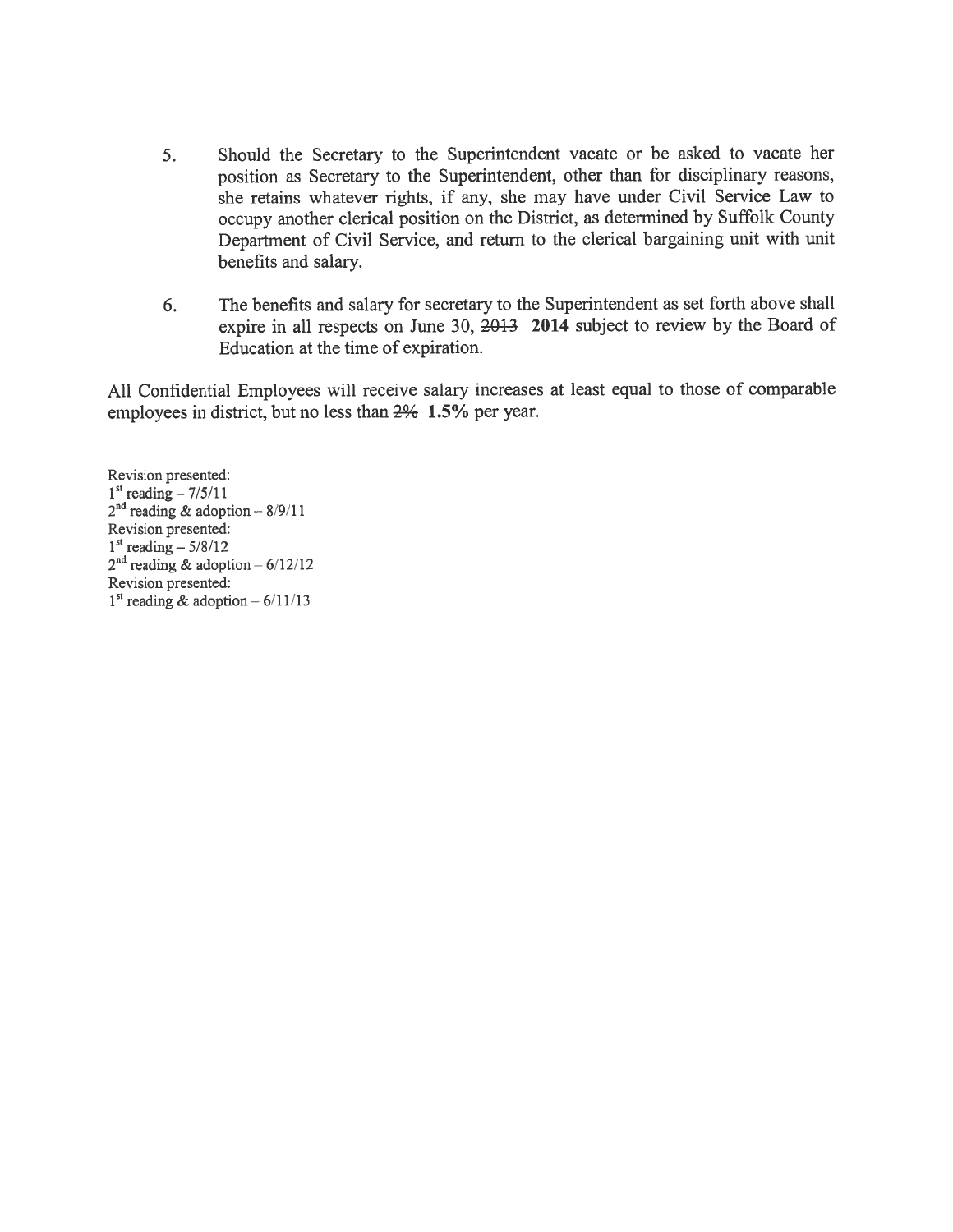5. Should the Secretary to the Superintendent vacate or be asked to vacate her position as Secretary to the Superintendent, other than for disciplinary reasons, she retains whatever rights, if any, she may have under Civil Service Law to occupy another clerical position on the District, as determined by Suffolk County Department of Civil Service, and return to the clerical bargaining unit with unit benefits and salary.

6. The benefits and salary for secretary to the Superintendent as set forth above shall expire in all respects on June 30, ~~2013~~ **2014** subject to review by the Board of Education at the time of expiration.

All Confidential Employees will receive salary increases at least equal to those of comparable employees in district, but no less than ~~2%~~ **1.5%** per year.

Revision presented:
1st reading – 7/5/11
2nd reading & adoption – 8/9/11
Revision presented:
1st reading – 5/8/12
2nd reading & adoption – 6/12/12
Revision presented:
1st reading & adoption – 6/11/13